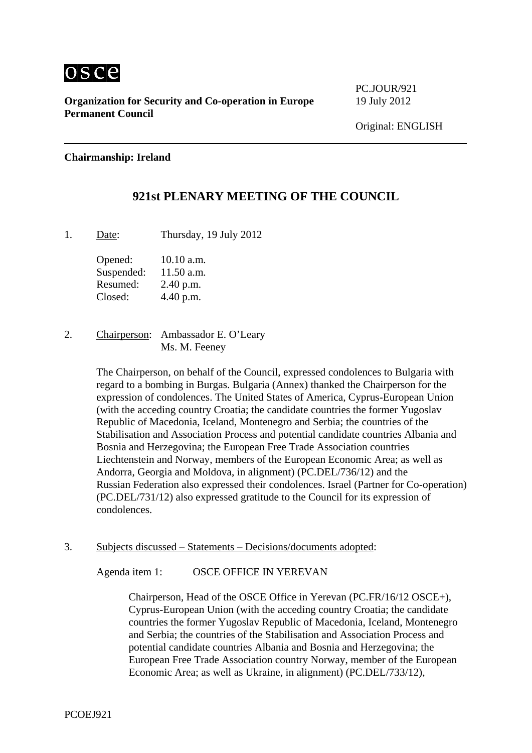osce

**Organization for Security and Co-operation in Europe**
**Permanent Council**

PC.JOUR/921
19 July 2012

Original: ENGLISH

---

**Chairmanship: Ireland**

## 921st PLENARY MEETING OF THE COUNCIL

1. Date: Thursday, 19 July 2012

   Opened: 10.10 a.m.
   Suspended: 11.50 a.m.
   Resumed: 2.40 p.m.
   Closed: 4.40 p.m.

2. Chairperson: Ambassador E. O'Leary
   Ms. M. Feeney

   The Chairperson, on behalf of the Council, expressed condolences to Bulgaria with regard to a bombing in Burgas. Bulgaria (Annex) thanked the Chairperson for the expression of condolences. The United States of America, Cyprus-European Union (with the acceding country Croatia; the candidate countries the former Yugoslav Republic of Macedonia, Iceland, Montenegro and Serbia; the countries of the Stabilisation and Association Process and potential candidate countries Albania and Bosnia and Herzegovina; the European Free Trade Association countries Liechtenstein and Norway, members of the European Economic Area; as well as Andorra, Georgia and Moldova, in alignment) (PC.DEL/736/12) and the Russian Federation also expressed their condolences. Israel (Partner for Co-operation) (PC.DEL/731/12) also expressed gratitude to the Council for its expression of condolences.

3. Subjects discussed – Statements – Decisions/documents adopted:

   Agenda item 1: OSCE OFFICE IN YEREVAN

   Chairperson, Head of the OSCE Office in Yerevan (PC.FR/16/12 OSCE+), Cyprus-European Union (with the acceding country Croatia; the candidate countries the former Yugoslav Republic of Macedonia, Iceland, Montenegro and Serbia; the countries of the Stabilisation and Association Process and potential candidate countries Albania and Bosnia and Herzegovina; the European Free Trade Association country Norway, member of the European Economic Area; as well as Ukraine, in alignment) (PC.DEL/733/12),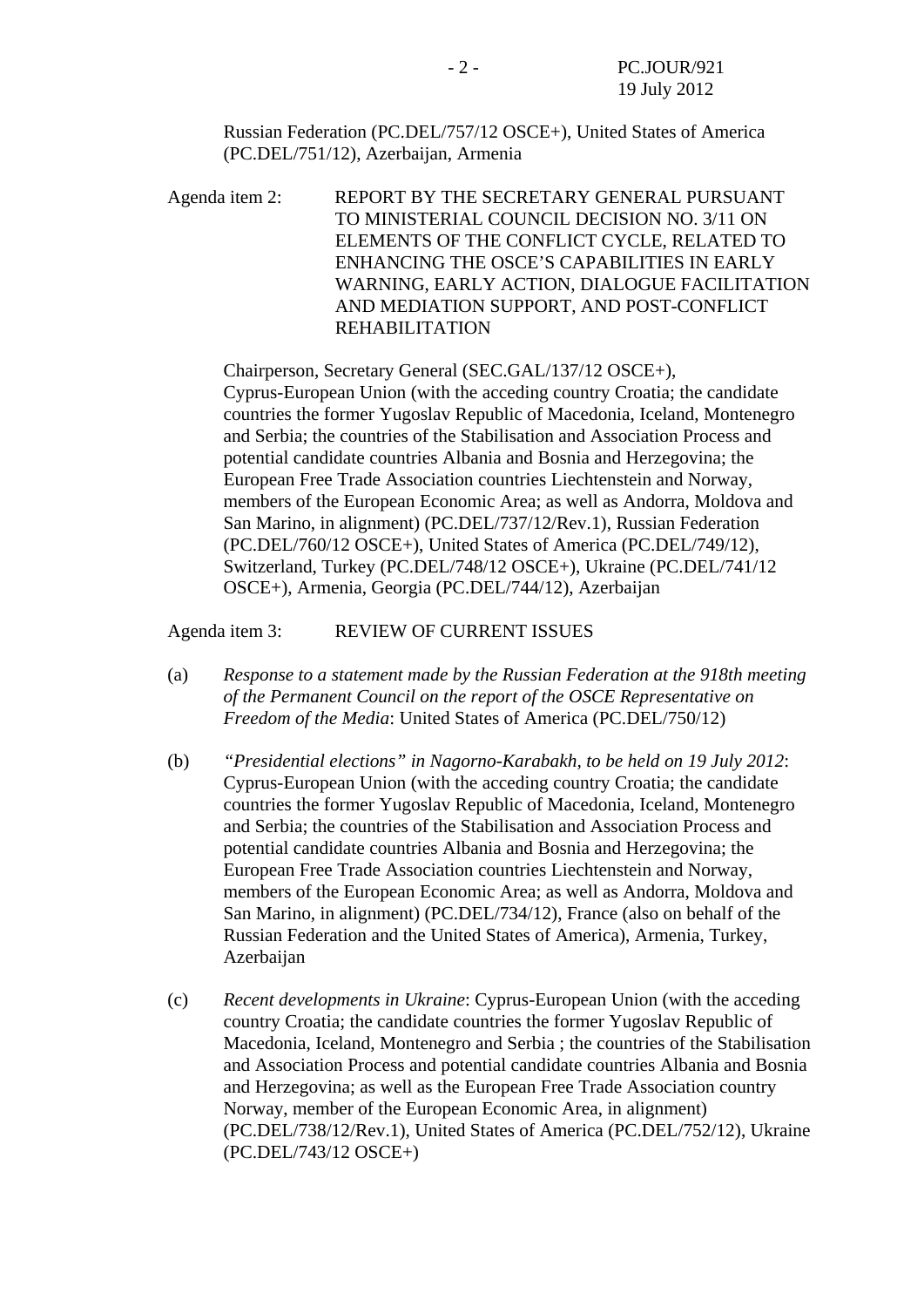Russian Federation (PC.DEL/757/12 OSCE+), United States of America (PC.DEL/751/12), Azerbaijan, Armenia

Agenda item 2: REPORT BY THE SECRETARY GENERAL PURSUANT TO MINISTERIAL COUNCIL DECISION NO. 3/11 ON ELEMENTS OF THE CONFLICT CYCLE, RELATED TO ENHANCING THE OSCE'S CAPABILITIES IN EARLY WARNING, EARLY ACTION, DIALOGUE FACILITATION AND MEDIATION SUPPORT, AND POST-CONFLICT REHABILITATION

Chairperson, Secretary General (SEC.GAL/137/12 OSCE+), Cyprus-European Union (with the acceding country Croatia; the candidate countries the former Yugoslav Republic of Macedonia, Iceland, Montenegro and Serbia; the countries of the Stabilisation and Association Process and potential candidate countries Albania and Bosnia and Herzegovina; the European Free Trade Association countries Liechtenstein and Norway, members of the European Economic Area; as well as Andorra, Moldova and San Marino, in alignment) (PC.DEL/737/12/Rev.1), Russian Federation (PC.DEL/760/12 OSCE+), United States of America (PC.DEL/749/12), Switzerland, Turkey (PC.DEL/748/12 OSCE+), Ukraine (PC.DEL/741/12 OSCE+), Armenia, Georgia (PC.DEL/744/12), Azerbaijan

Agenda item 3: REVIEW OF CURRENT ISSUES

(a) *Response to a statement made by the Russian Federation at the 918th meeting of the Permanent Council on the report of the OSCE Representative on Freedom of the Media*: United States of America (PC.DEL/750/12)

(b) *"Presidential elections" in Nagorno-Karabakh, to be held on 19 July 2012*: Cyprus-European Union (with the acceding country Croatia; the candidate countries the former Yugoslav Republic of Macedonia, Iceland, Montenegro and Serbia; the countries of the Stabilisation and Association Process and potential candidate countries Albania and Bosnia and Herzegovina; the European Free Trade Association countries Liechtenstein and Norway, members of the European Economic Area; as well as Andorra, Moldova and San Marino, in alignment) (PC.DEL/734/12), France (also on behalf of the Russian Federation and the United States of America), Armenia, Turkey, Azerbaijan

(c) *Recent developments in Ukraine*: Cyprus-European Union (with the acceding country Croatia; the candidate countries the former Yugoslav Republic of Macedonia, Iceland, Montenegro and Serbia ; the countries of the Stabilisation and Association Process and potential candidate countries Albania and Bosnia and Herzegovina; as well as the European Free Trade Association country Norway, member of the European Economic Area, in alignment) (PC.DEL/738/12/Rev.1), United States of America (PC.DEL/752/12), Ukraine (PC.DEL/743/12 OSCE+)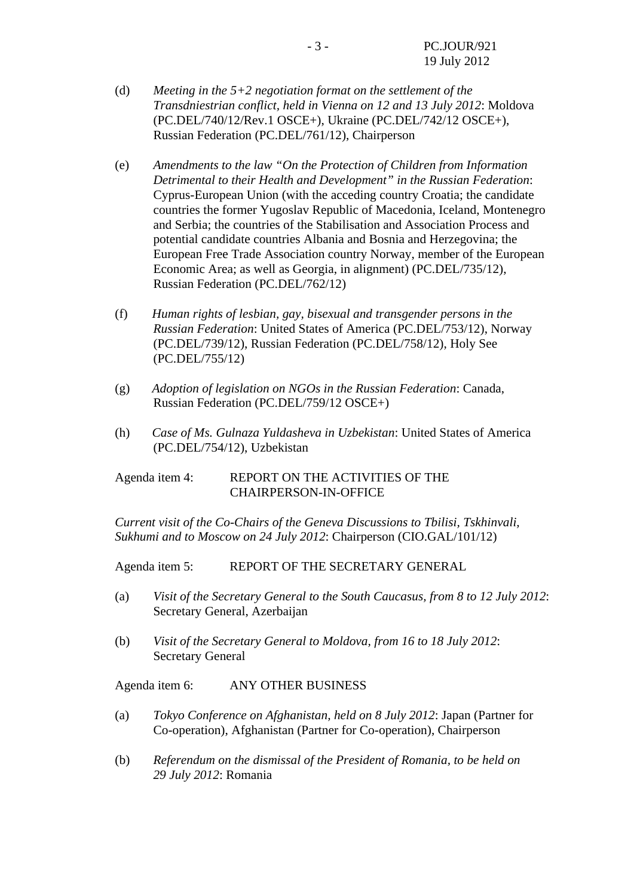(d) *Meeting in the 5+2 negotiation format on the settlement of the Transdniestrian conflict, held in Vienna on 12 and 13 July 2012*: Moldova (PC.DEL/740/12/Rev.1 OSCE+), Ukraine (PC.DEL/742/12 OSCE+), Russian Federation (PC.DEL/761/12), Chairperson

(e) *Amendments to the law "On the Protection of Children from Information Detrimental to their Health and Development" in the Russian Federation*: Cyprus-European Union (with the acceding country Croatia; the candidate countries the former Yugoslav Republic of Macedonia, Iceland, Montenegro and Serbia; the countries of the Stabilisation and Association Process and potential candidate countries Albania and Bosnia and Herzegovina; the European Free Trade Association country Norway, member of the European Economic Area; as well as Georgia, in alignment) (PC.DEL/735/12), Russian Federation (PC.DEL/762/12)

(f) *Human rights of lesbian, gay, bisexual and transgender persons in the Russian Federation*: United States of America (PC.DEL/753/12), Norway (PC.DEL/739/12), Russian Federation (PC.DEL/758/12), Holy See (PC.DEL/755/12)

(g) *Adoption of legislation on NGOs in the Russian Federation*: Canada, Russian Federation (PC.DEL/759/12 OSCE+)

(h) *Case of Ms. Gulnaza Yuldasheva in Uzbekistan*: United States of America (PC.DEL/754/12), Uzbekistan

Agenda item 4: REPORT ON THE ACTIVITIES OF THE CHAIRPERSON-IN-OFFICE

*Current visit of the Co-Chairs of the Geneva Discussions to Tbilisi, Tskhinvali, Sukhumi and to Moscow on 24 July 2012*: Chairperson (CIO.GAL/101/12)

Agenda item 5: REPORT OF THE SECRETARY GENERAL

(a) *Visit of the Secretary General to the South Caucasus, from 8 to 12 July 2012*: Secretary General, Azerbaijan

(b) *Visit of the Secretary General to Moldova, from 16 to 18 July 2012*: Secretary General

Agenda item 6: ANY OTHER BUSINESS

(a) *Tokyo Conference on Afghanistan, held on 8 July 2012*: Japan (Partner for Co-operation), Afghanistan (Partner for Co-operation), Chairperson

(b) *Referendum on the dismissal of the President of Romania, to be held on 29 July 2012*: Romania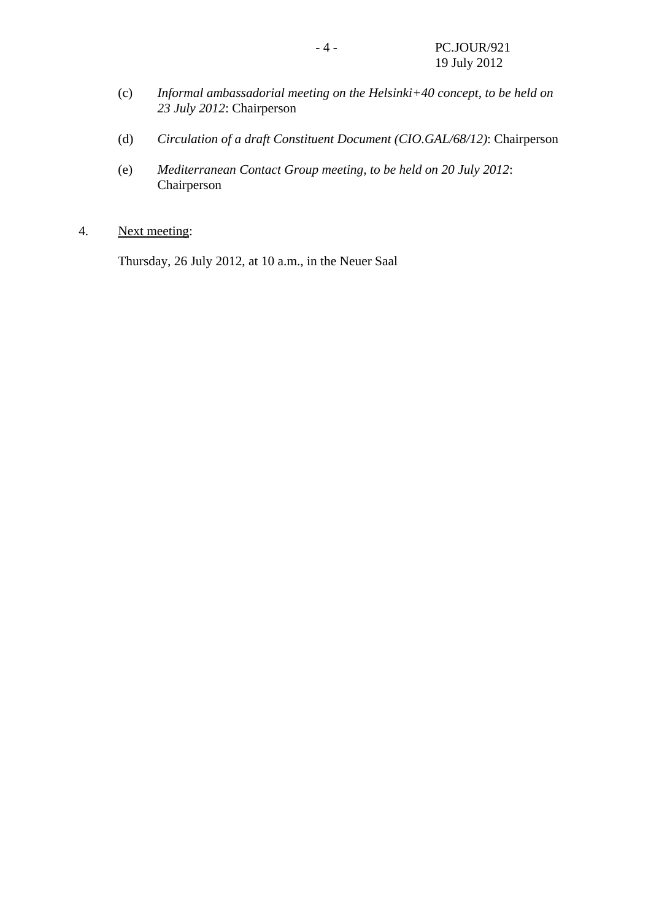(c) *Informal ambassadorial meeting on the Helsinki+40 concept, to be held on 23 July 2012*: Chairperson

(d) *Circulation of a draft Constituent Document (CIO.GAL/68/12)*: Chairperson

(e) *Mediterranean Contact Group meeting, to be held on 20 July 2012*: Chairperson

4. Next meeting:

Thursday, 26 July 2012, at 10 a.m., in the Neuer Saal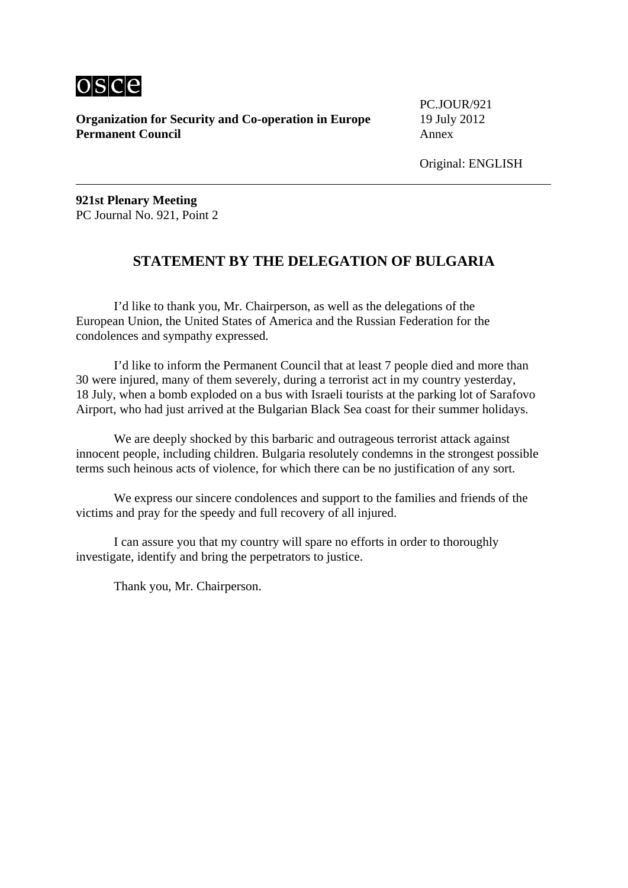osce

**Organization for Security and Co-operation in Europe**
**Permanent Council**

PC.JOUR/921
19 July 2012
Annex

Original: ENGLISH

---

**921st Plenary Meeting**
PC Journal No. 921, Point 2

## STATEMENT BY THE DELEGATION OF BULGARIA

I'd like to thank you, Mr. Chairperson, as well as the delegations of the European Union, the United States of America and the Russian Federation for the condolences and sympathy expressed.

I'd like to inform the Permanent Council that at least 7 people died and more than 30 were injured, many of them severely, during a terrorist act in my country yesterday, 18 July, when a bomb exploded on a bus with Israeli tourists at the parking lot of Sarafovo Airport, who had just arrived at the Bulgarian Black Sea coast for their summer holidays.

We are deeply shocked by this barbaric and outrageous terrorist attack against innocent people, including children. Bulgaria resolutely condemns in the strongest possible terms such heinous acts of violence, for which there can be no justification of any sort.

We express our sincere condolences and support to the families and friends of the victims and pray for the speedy and full recovery of all injured.

I can assure you that my country will spare no efforts in order to thoroughly investigate, identify and bring the perpetrators to justice.

Thank you, Mr. Chairperson.